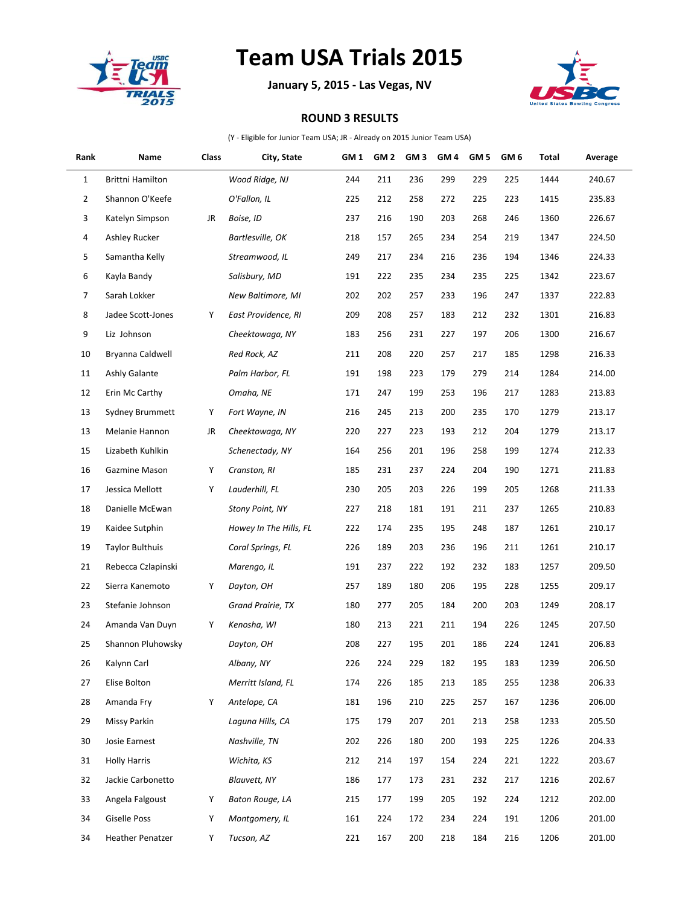# Team USA Trials 2015

**January 5, 2015 - Las Vegas, NV**

**ROUND 3 RESULTS**

(Y - Eligible for Junior Team USA; JR - Already on 2015 Junior Team USA)

| Rank | Name | Class | City, State | GM 1 | GM 2 | GM 3 | GM 4 | GM 5 | GM 6 | Total | Average |
|---|---|---|---|---|---|---|---|---|---|---|---|
| 1 | Brittni Hamilton | | *Wood Ridge, NJ* | 244 | 211 | 236 | 299 | 229 | 225 | 1444 | 240.67 |
| 2 | Shannon O'Keefe | | *O'Fallon, IL* | 225 | 212 | 258 | 272 | 225 | 223 | 1415 | 235.83 |
| 3 | Katelyn Simpson | JR | *Boise, ID* | 237 | 216 | 190 | 203 | 268 | 246 | 1360 | 226.67 |
| 4 | Ashley Rucker | | *Bartlesville, OK* | 218 | 157 | 265 | 234 | 254 | 219 | 1347 | 224.50 |
| 5 | Samantha Kelly | | *Streamwood, IL* | 249 | 217 | 234 | 216 | 236 | 194 | 1346 | 224.33 |
| 6 | Kayla Bandy | | *Salisbury, MD* | 191 | 222 | 235 | 234 | 235 | 225 | 1342 | 223.67 |
| 7 | Sarah Lokker | | *New Baltimore, MI* | 202 | 202 | 257 | 233 | 196 | 247 | 1337 | 222.83 |
| 8 | Jadee Scott-Jones | Y | *East Providence, RI* | 209 | 208 | 257 | 183 | 212 | 232 | 1301 | 216.83 |
| 9 | Liz Johnson | | *Cheektowaga, NY* | 183 | 256 | 231 | 227 | 197 | 206 | 1300 | 216.67 |
| 10 | Bryanna Caldwell | | *Red Rock, AZ* | 211 | 208 | 220 | 257 | 217 | 185 | 1298 | 216.33 |
| 11 | Ashly Galante | | *Palm Harbor, FL* | 191 | 198 | 223 | 179 | 279 | 214 | 1284 | 214.00 |
| 12 | Erin Mc Carthy | | *Omaha, NE* | 171 | 247 | 199 | 253 | 196 | 217 | 1283 | 213.83 |
| 13 | Sydney Brummett | Y | *Fort Wayne, IN* | 216 | 245 | 213 | 200 | 235 | 170 | 1279 | 213.17 |
| 13 | Melanie Hannon | JR | *Cheektowaga, NY* | 220 | 227 | 223 | 193 | 212 | 204 | 1279 | 213.17 |
| 15 | Lizabeth Kuhlkin | | *Schenectady, NY* | 164 | 256 | 201 | 196 | 258 | 199 | 1274 | 212.33 |
| 16 | Gazmine Mason | Y | *Cranston, RI* | 185 | 231 | 237 | 224 | 204 | 190 | 1271 | 211.83 |
| 17 | Jessica Mellott | Y | *Lauderhill, FL* | 230 | 205 | 203 | 226 | 199 | 205 | 1268 | 211.33 |
| 18 | Danielle McEwan | | *Stony Point, NY* | 227 | 218 | 181 | 191 | 211 | 237 | 1265 | 210.83 |
| 19 | Kaidee Sutphin | | *Howey In The Hills, FL* | 222 | 174 | 235 | 195 | 248 | 187 | 1261 | 210.17 |
| 19 | Taylor Bulthuis | | *Coral Springs, FL* | 226 | 189 | 203 | 236 | 196 | 211 | 1261 | 210.17 |
| 21 | Rebecca Czlapinski | | *Marengo, IL* | 191 | 237 | 222 | 192 | 232 | 183 | 1257 | 209.50 |
| 22 | Sierra Kanemoto | Y | *Dayton, OH* | 257 | 189 | 180 | 206 | 195 | 228 | 1255 | 209.17 |
| 23 | Stefanie Johnson | | *Grand Prairie, TX* | 180 | 277 | 205 | 184 | 200 | 203 | 1249 | 208.17 |
| 24 | Amanda Van Duyn | Y | *Kenosha, WI* | 180 | 213 | 221 | 211 | 194 | 226 | 1245 | 207.50 |
| 25 | Shannon Pluhowsky | | *Dayton, OH* | 208 | 227 | 195 | 201 | 186 | 224 | 1241 | 206.83 |
| 26 | Kalynn Carl | | *Albany, NY* | 226 | 224 | 229 | 182 | 195 | 183 | 1239 | 206.50 |
| 27 | Elise Bolton | | *Merritt Island, FL* | 174 | 226 | 185 | 213 | 185 | 255 | 1238 | 206.33 |
| 28 | Amanda Fry | Y | *Antelope, CA* | 181 | 196 | 210 | 225 | 257 | 167 | 1236 | 206.00 |
| 29 | Missy Parkin | | *Laguna Hills, CA* | 175 | 179 | 207 | 201 | 213 | 258 | 1233 | 205.50 |
| 30 | Josie Earnest | | *Nashville, TN* | 202 | 226 | 180 | 200 | 193 | 225 | 1226 | 204.33 |
| 31 | Holly Harris | | *Wichita, KS* | 212 | 214 | 197 | 154 | 224 | 221 | 1222 | 203.67 |
| 32 | Jackie Carbonetto | | *Blauvett, NY* | 186 | 177 | 173 | 231 | 232 | 217 | 1216 | 202.67 |
| 33 | Angela Falgoust | Y | *Baton Rouge, LA* | 215 | 177 | 199 | 205 | 192 | 224 | 1212 | 202.00 |
| 34 | Giselle Poss | Y | *Montgomery, IL* | 161 | 224 | 172 | 234 | 224 | 191 | 1206 | 201.00 |
| 34 | Heather Penatzer | Y | *Tucson, AZ* | 221 | 167 | 200 | 218 | 184 | 216 | 1206 | 201.00 |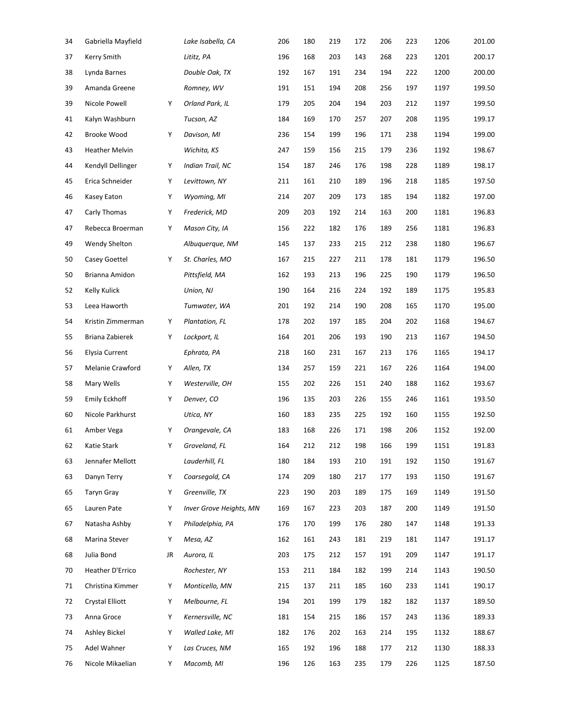| | | | | | | | | | | | |
|---|---|---|---|---|---|---|---|---|---|---|---|
| 34 | Gabriella Mayfield | | *Lake Isabella, CA* | 206 | 180 | 219 | 172 | 206 | 223 | 1206 | 201.00 |
| 37 | Kerry Smith | | *Lititz, PA* | 196 | 168 | 203 | 143 | 268 | 223 | 1201 | 200.17 |
| 38 | Lynda Barnes | | *Double Oak, TX* | 192 | 167 | 191 | 234 | 194 | 222 | 1200 | 200.00 |
| 39 | Amanda Greene | | *Romney, WV* | 191 | 151 | 194 | 208 | 256 | 197 | 1197 | 199.50 |
| 39 | Nicole Powell | Y | *Orland Park, IL* | 179 | 205 | 204 | 194 | 203 | 212 | 1197 | 199.50 |
| 41 | Kalyn Washburn | | *Tucson, AZ* | 184 | 169 | 170 | 257 | 207 | 208 | 1195 | 199.17 |
| 42 | Brooke Wood | Y | *Davison, MI* | 236 | 154 | 199 | 196 | 171 | 238 | 1194 | 199.00 |
| 43 | Heather Melvin | | *Wichita, KS* | 247 | 159 | 156 | 215 | 179 | 236 | 1192 | 198.67 |
| 44 | Kendyll Dellinger | Y | *Indian Trail, NC* | 154 | 187 | 246 | 176 | 198 | 228 | 1189 | 198.17 |
| 45 | Erica Schneider | Y | *Levittown, NY* | 211 | 161 | 210 | 189 | 196 | 218 | 1185 | 197.50 |
| 46 | Kasey Eaton | Y | *Wyoming, MI* | 214 | 207 | 209 | 173 | 185 | 194 | 1182 | 197.00 |
| 47 | Carly Thomas | Y | *Frederick, MD* | 209 | 203 | 192 | 214 | 163 | 200 | 1181 | 196.83 |
| 47 | Rebecca Broerman | Y | *Mason City, IA* | 156 | 222 | 182 | 176 | 189 | 256 | 1181 | 196.83 |
| 49 | Wendy Shelton | | *Albuquerque, NM* | 145 | 137 | 233 | 215 | 212 | 238 | 1180 | 196.67 |
| 50 | Casey Goettel | Y | *St. Charles, MO* | 167 | 215 | 227 | 211 | 178 | 181 | 1179 | 196.50 |
| 50 | Brianna Amidon | | *Pittsfield, MA* | 162 | 193 | 213 | 196 | 225 | 190 | 1179 | 196.50 |
| 52 | Kelly Kulick | | *Union, NJ* | 190 | 164 | 216 | 224 | 192 | 189 | 1175 | 195.83 |
| 53 | Leea Haworth | | *Tumwater, WA* | 201 | 192 | 214 | 190 | 208 | 165 | 1170 | 195.00 |
| 54 | Kristin Zimmerman | Y | *Plantation, FL* | 178 | 202 | 197 | 185 | 204 | 202 | 1168 | 194.67 |
| 55 | Briana Zabierek | Y | *Lockport, IL* | 164 | 201 | 206 | 193 | 190 | 213 | 1167 | 194.50 |
| 56 | Elysia Current | | *Ephrata, PA* | 218 | 160 | 231 | 167 | 213 | 176 | 1165 | 194.17 |
| 57 | Melanie Crawford | Y | *Allen, TX* | 134 | 257 | 159 | 221 | 167 | 226 | 1164 | 194.00 |
| 58 | Mary Wells | Y | *Westerville, OH* | 155 | 202 | 226 | 151 | 240 | 188 | 1162 | 193.67 |
| 59 | Emily Eckhoff | Y | *Denver, CO* | 196 | 135 | 203 | 226 | 155 | 246 | 1161 | 193.50 |
| 60 | Nicole Parkhurst | | *Utica, NY* | 160 | 183 | 235 | 225 | 192 | 160 | 1155 | 192.50 |
| 61 | Amber Vega | Y | *Orangevale, CA* | 183 | 168 | 226 | 171 | 198 | 206 | 1152 | 192.00 |
| 62 | Katie Stark | Y | *Groveland, FL* | 164 | 212 | 212 | 198 | 166 | 199 | 1151 | 191.83 |
| 63 | Jennafer Mellott | | *Lauderhill, FL* | 180 | 184 | 193 | 210 | 191 | 192 | 1150 | 191.67 |
| 63 | Danyn Terry | Y | *Coarsegold, CA* | 174 | 209 | 180 | 217 | 177 | 193 | 1150 | 191.67 |
| 65 | Taryn Gray | Y | *Greenville, TX* | 223 | 190 | 203 | 189 | 175 | 169 | 1149 | 191.50 |
| 65 | Lauren Pate | Y | *Inver Grove Heights, MN* | 169 | 167 | 223 | 203 | 187 | 200 | 1149 | 191.50 |
| 67 | Natasha Ashby | Y | *Philadelphia, PA* | 176 | 170 | 199 | 176 | 280 | 147 | 1148 | 191.33 |
| 68 | Marina Stever | Y | *Mesa, AZ* | 162 | 161 | 243 | 181 | 219 | 181 | 1147 | 191.17 |
| 68 | Julia Bond | JR | *Aurora, IL* | 203 | 175 | 212 | 157 | 191 | 209 | 1147 | 191.17 |
| 70 | Heather D'Errico | | *Rochester, NY* | 153 | 211 | 184 | 182 | 199 | 214 | 1143 | 190.50 |
| 71 | Christina Kimmer | Y | *Monticello, MN* | 215 | 137 | 211 | 185 | 160 | 233 | 1141 | 190.17 |
| 72 | Crystal Elliott | Y | *Melbourne, FL* | 194 | 201 | 199 | 179 | 182 | 182 | 1137 | 189.50 |
| 73 | Anna Groce | Y | *Kernersville, NC* | 181 | 154 | 215 | 186 | 157 | 243 | 1136 | 189.33 |
| 74 | Ashley Bickel | Y | *Walled Lake, MI* | 182 | 176 | 202 | 163 | 214 | 195 | 1132 | 188.67 |
| 75 | Adel Wahner | Y | *Las Cruces, NM* | 165 | 192 | 196 | 188 | 177 | 212 | 1130 | 188.33 |
| 76 | Nicole Mikaelian | Y | *Macomb, MI* | 196 | 126 | 163 | 235 | 179 | 226 | 1125 | 187.50 |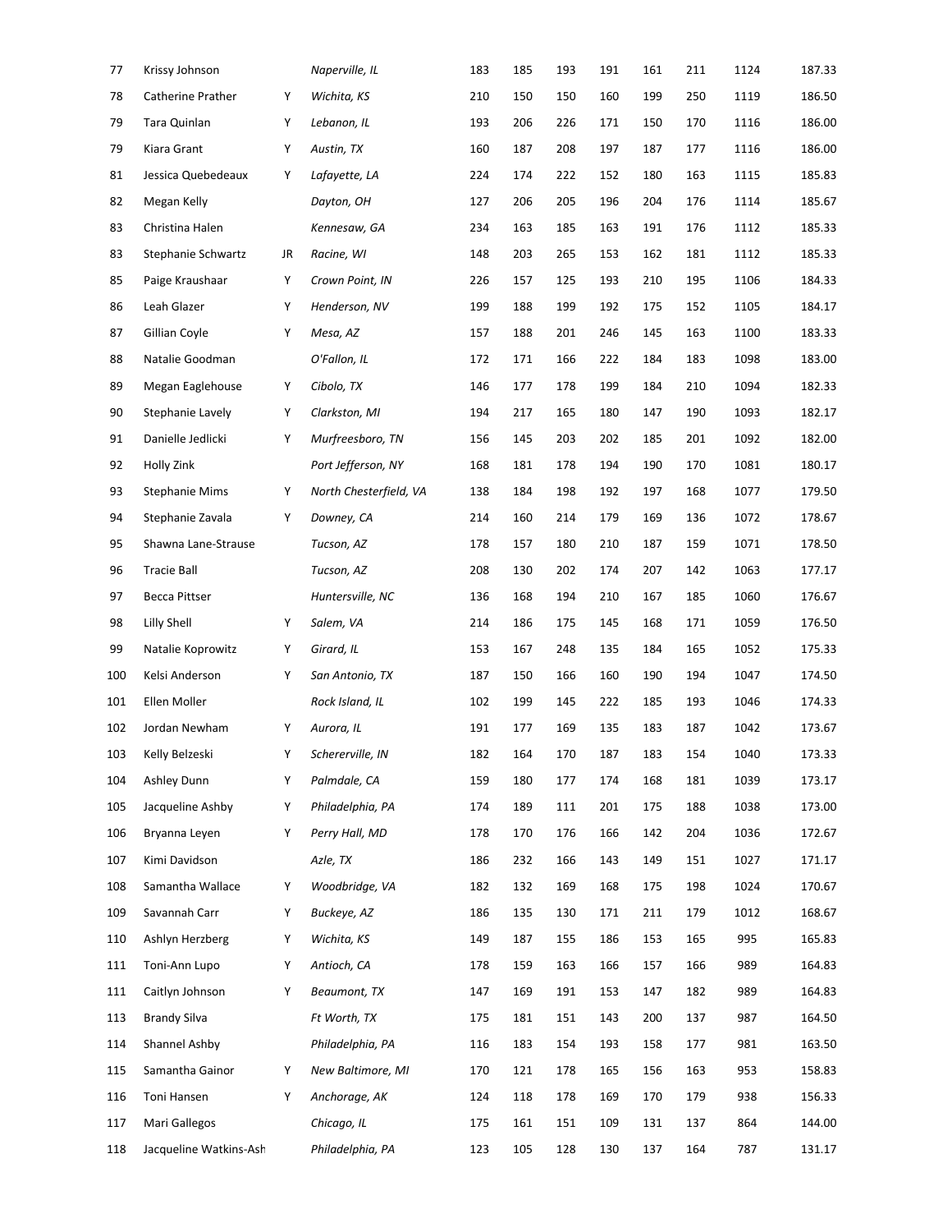| | | | | | | | | | | | |
|---|---|---|---|---|---|---|---|---|---|---|---|
| 77 | Krissy Johnson | | *Naperville, IL* | 183 | 185 | 193 | 191 | 161 | 211 | 1124 | 187.33 |
| 78 | Catherine Prather | Y | *Wichita, KS* | 210 | 150 | 150 | 160 | 199 | 250 | 1119 | 186.50 |
| 79 | Tara Quinlan | Y | *Lebanon, IL* | 193 | 206 | 226 | 171 | 150 | 170 | 1116 | 186.00 |
| 79 | Kiara Grant | Y | *Austin, TX* | 160 | 187 | 208 | 197 | 187 | 177 | 1116 | 186.00 |
| 81 | Jessica Quebedeaux | Y | *Lafayette, LA* | 224 | 174 | 222 | 152 | 180 | 163 | 1115 | 185.83 |
| 82 | Megan Kelly | | *Dayton, OH* | 127 | 206 | 205 | 196 | 204 | 176 | 1114 | 185.67 |
| 83 | Christina Halen | | *Kennesaw, GA* | 234 | 163 | 185 | 163 | 191 | 176 | 1112 | 185.33 |
| 83 | Stephanie Schwartz | JR | *Racine, WI* | 148 | 203 | 265 | 153 | 162 | 181 | 1112 | 185.33 |
| 85 | Paige Kraushaar | Y | *Crown Point, IN* | 226 | 157 | 125 | 193 | 210 | 195 | 1106 | 184.33 |
| 86 | Leah Glazer | Y | *Henderson, NV* | 199 | 188 | 199 | 192 | 175 | 152 | 1105 | 184.17 |
| 87 | Gillian Coyle | Y | *Mesa, AZ* | 157 | 188 | 201 | 246 | 145 | 163 | 1100 | 183.33 |
| 88 | Natalie Goodman | | *O'Fallon, IL* | 172 | 171 | 166 | 222 | 184 | 183 | 1098 | 183.00 |
| 89 | Megan Eaglehouse | Y | *Cibolo, TX* | 146 | 177 | 178 | 199 | 184 | 210 | 1094 | 182.33 |
| 90 | Stephanie Lavely | Y | *Clarkston, MI* | 194 | 217 | 165 | 180 | 147 | 190 | 1093 | 182.17 |
| 91 | Danielle Jedlicki | Y | *Murfreesboro, TN* | 156 | 145 | 203 | 202 | 185 | 201 | 1092 | 182.00 |
| 92 | Holly Zink | | *Port Jefferson, NY* | 168 | 181 | 178 | 194 | 190 | 170 | 1081 | 180.17 |
| 93 | Stephanie Mims | Y | *North Chesterfield, VA* | 138 | 184 | 198 | 192 | 197 | 168 | 1077 | 179.50 |
| 94 | Stephanie Zavala | Y | *Downey, CA* | 214 | 160 | 214 | 179 | 169 | 136 | 1072 | 178.67 |
| 95 | Shawna Lane-Strause | | *Tucson, AZ* | 178 | 157 | 180 | 210 | 187 | 159 | 1071 | 178.50 |
| 96 | Tracie Ball | | *Tucson, AZ* | 208 | 130 | 202 | 174 | 207 | 142 | 1063 | 177.17 |
| 97 | Becca Pittser | | *Huntersville, NC* | 136 | 168 | 194 | 210 | 167 | 185 | 1060 | 176.67 |
| 98 | Lilly Shell | Y | *Salem, VA* | 214 | 186 | 175 | 145 | 168 | 171 | 1059 | 176.50 |
| 99 | Natalie Koprowitz | Y | *Girard, IL* | 153 | 167 | 248 | 135 | 184 | 165 | 1052 | 175.33 |
| 100 | Kelsi Anderson | Y | *San Antonio, TX* | 187 | 150 | 166 | 160 | 190 | 194 | 1047 | 174.50 |
| 101 | Ellen Moller | | *Rock Island, IL* | 102 | 199 | 145 | 222 | 185 | 193 | 1046 | 174.33 |
| 102 | Jordan Newham | Y | *Aurora, IL* | 191 | 177 | 169 | 135 | 183 | 187 | 1042 | 173.67 |
| 103 | Kelly Belzeski | Y | *Schererville, IN* | 182 | 164 | 170 | 187 | 183 | 154 | 1040 | 173.33 |
| 104 | Ashley Dunn | Y | *Palmdale, CA* | 159 | 180 | 177 | 174 | 168 | 181 | 1039 | 173.17 |
| 105 | Jacqueline Ashby | Y | *Philadelphia, PA* | 174 | 189 | 111 | 201 | 175 | 188 | 1038 | 173.00 |
| 106 | Bryanna Leyen | Y | *Perry Hall, MD* | 178 | 170 | 176 | 166 | 142 | 204 | 1036 | 172.67 |
| 107 | Kimi Davidson | | *Azle, TX* | 186 | 232 | 166 | 143 | 149 | 151 | 1027 | 171.17 |
| 108 | Samantha Wallace | Y | *Woodbridge, VA* | 182 | 132 | 169 | 168 | 175 | 198 | 1024 | 170.67 |
| 109 | Savannah Carr | Y | *Buckeye, AZ* | 186 | 135 | 130 | 171 | 211 | 179 | 1012 | 168.67 |
| 110 | Ashlyn Herzberg | Y | *Wichita, KS* | 149 | 187 | 155 | 186 | 153 | 165 | 995 | 165.83 |
| 111 | Toni-Ann Lupo | Y | *Antioch, CA* | 178 | 159 | 163 | 166 | 157 | 166 | 989 | 164.83 |
| 111 | Caitlyn Johnson | Y | *Beaumont, TX* | 147 | 169 | 191 | 153 | 147 | 182 | 989 | 164.83 |
| 113 | Brandy Silva | | *Ft Worth, TX* | 175 | 181 | 151 | 143 | 200 | 137 | 987 | 164.50 |
| 114 | Shannel Ashby | | *Philadelphia, PA* | 116 | 183 | 154 | 193 | 158 | 177 | 981 | 163.50 |
| 115 | Samantha Gainor | Y | *New Baltimore, MI* | 170 | 121 | 178 | 165 | 156 | 163 | 953 | 158.83 |
| 116 | Toni Hansen | Y | *Anchorage, AK* | 124 | 118 | 178 | 169 | 170 | 179 | 938 | 156.33 |
| 117 | Mari Gallegos | | *Chicago, IL* | 175 | 161 | 151 | 109 | 131 | 137 | 864 | 144.00 |
| 118 | Jacqueline Watkins-Ash | | *Philadelphia, PA* | 123 | 105 | 128 | 130 | 137 | 164 | 787 | 131.17 |